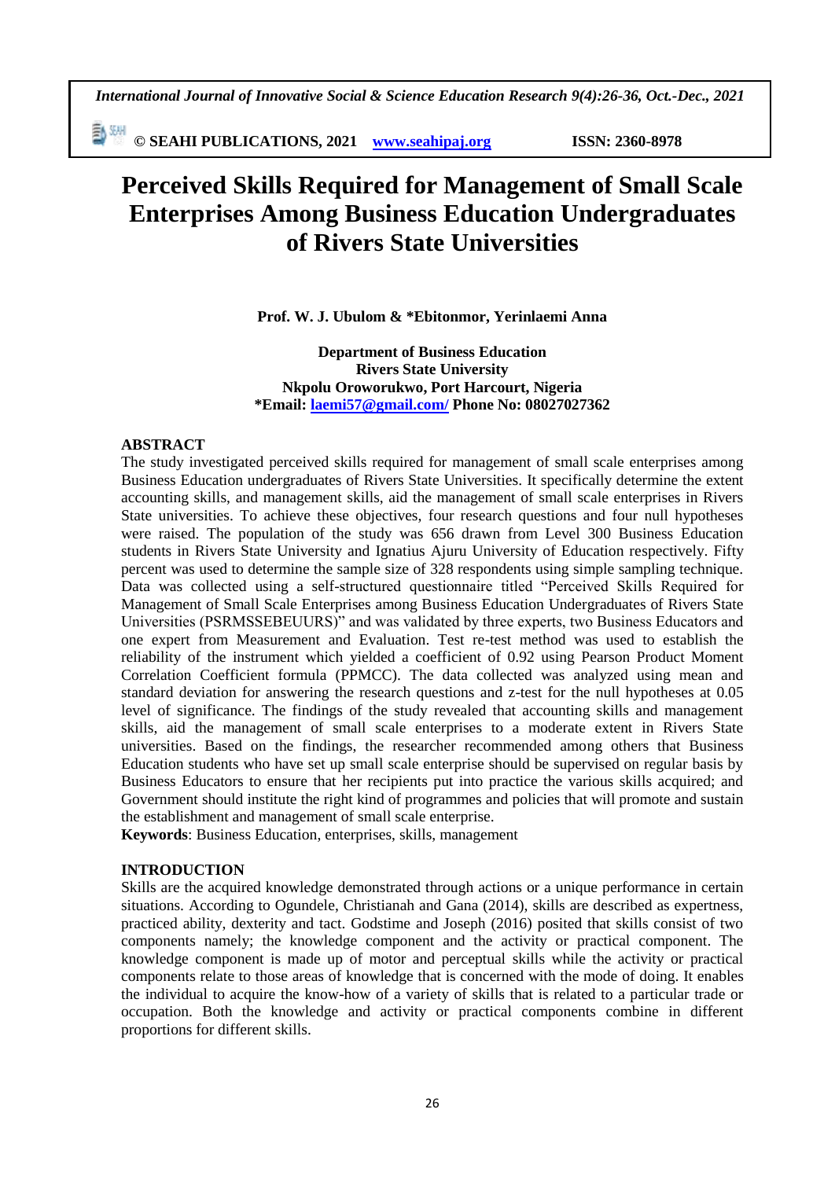# Perceived Skills Required for Management of Small Scale Enterprises Among Business Education Undergraduates of Rivers State Universities

**Prof. W. J. Ubulom & \*Ebitonmor, Yerinlaemi Anna**

**Department of Business Education**
**Rivers State University**
**Nkpolu Oroworukwo, Port Harcourt, Nigeria**
**\*Email: laemi57@gmail.com/ Phone No: 08027027362**

## ABSTRACT

The study investigated perceived skills required for management of small scale enterprises among Business Education undergraduates of Rivers State Universities. It specifically determine the extent accounting skills, and management skills, aid the management of small scale enterprises in Rivers State universities. To achieve these objectives, four research questions and four null hypotheses were raised. The population of the study was 656 drawn from Level 300 Business Education students in Rivers State University and Ignatius Ajuru University of Education respectively. Fifty percent was used to determine the sample size of 328 respondents using simple sampling technique. Data was collected using a self-structured questionnaire titled "Perceived Skills Required for Management of Small Scale Enterprises among Business Education Undergraduates of Rivers State Universities (PSRMSSEBEUURS)" and was validated by three experts, two Business Educators and one expert from Measurement and Evaluation. Test re-test method was used to establish the reliability of the instrument which yielded a coefficient of 0.92 using Pearson Product Moment Correlation Coefficient formula (PPMCC). The data collected was analyzed using mean and standard deviation for answering the research questions and z-test for the null hypotheses at 0.05 level of significance. The findings of the study revealed that accounting skills and management skills, aid the management of small scale enterprises to a moderate extent in Rivers State universities. Based on the findings, the researcher recommended among others that Business Education students who have set up small scale enterprise should be supervised on regular basis by Business Educators to ensure that her recipients put into practice the various skills acquired; and Government should institute the right kind of programmes and policies that will promote and sustain the establishment and management of small scale enterprise.

**Keywords**: Business Education, enterprises, skills, management

## INTRODUCTION

Skills are the acquired knowledge demonstrated through actions or a unique performance in certain situations. According to Ogundele, Christianah and Gana (2014), skills are described as expertness, practiced ability, dexterity and tact. Godstime and Joseph (2016) posited that skills consist of two components namely; the knowledge component and the activity or practical component. The knowledge component is made up of motor and perceptual skills while the activity or practical components relate to those areas of knowledge that is concerned with the mode of doing. It enables the individual to acquire the know-how of a variety of skills that is related to a particular trade or occupation. Both the knowledge and activity or practical components combine in different proportions for different skills.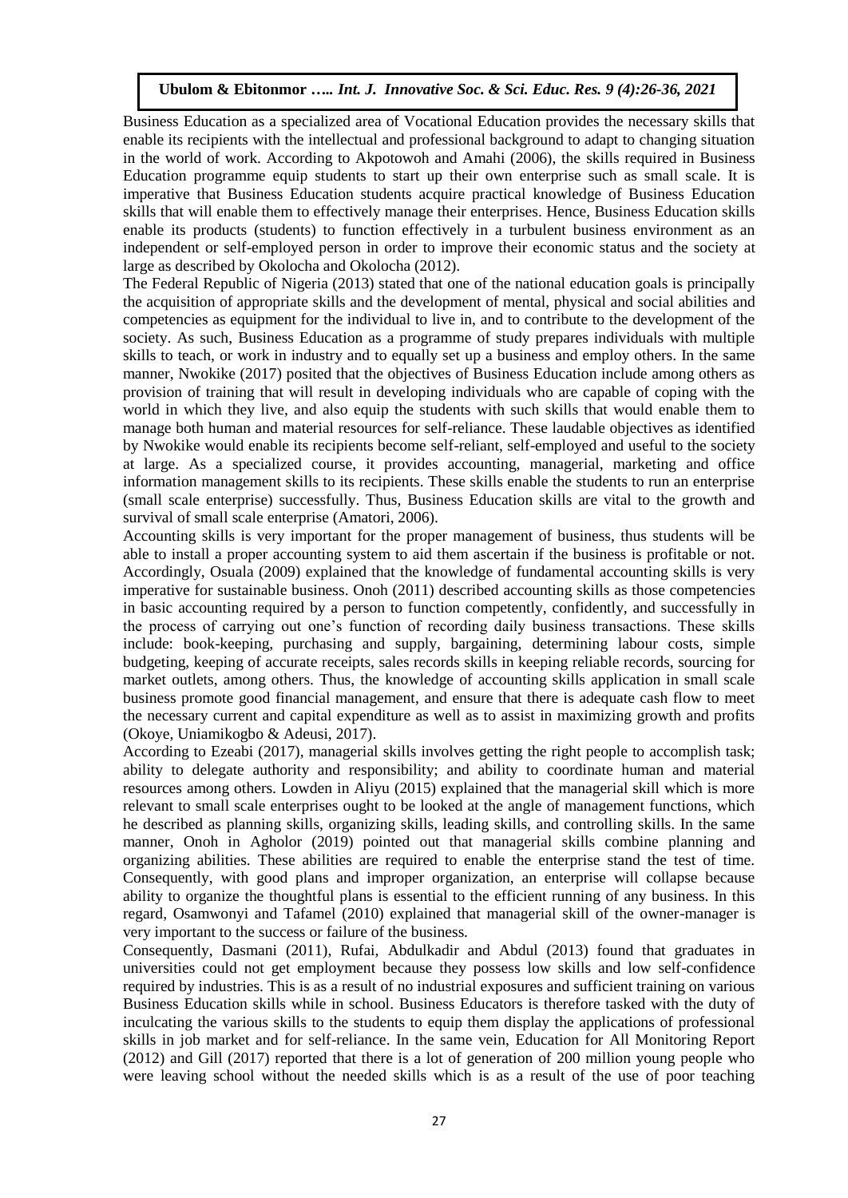Business Education as a specialized area of Vocational Education provides the necessary skills that enable its recipients with the intellectual and professional background to adapt to changing situation in the world of work. According to Akpotowoh and Amahi (2006), the skills required in Business Education programme equip students to start up their own enterprise such as small scale. It is imperative that Business Education students acquire practical knowledge of Business Education skills that will enable them to effectively manage their enterprises. Hence, Business Education skills enable its products (students) to function effectively in a turbulent business environment as an independent or self-employed person in order to improve their economic status and the society at large as described by Okolocha and Okolocha (2012).

The Federal Republic of Nigeria (2013) stated that one of the national education goals is principally the acquisition of appropriate skills and the development of mental, physical and social abilities and competencies as equipment for the individual to live in, and to contribute to the development of the society. As such, Business Education as a programme of study prepares individuals with multiple skills to teach, or work in industry and to equally set up a business and employ others. In the same manner, Nwokike (2017) posited that the objectives of Business Education include among others as provision of training that will result in developing individuals who are capable of coping with the world in which they live, and also equip the students with such skills that would enable them to manage both human and material resources for self-reliance. These laudable objectives as identified by Nwokike would enable its recipients become self-reliant, self-employed and useful to the society at large. As a specialized course, it provides accounting, managerial, marketing and office information management skills to its recipients. These skills enable the students to run an enterprise (small scale enterprise) successfully. Thus, Business Education skills are vital to the growth and survival of small scale enterprise (Amatori, 2006).

Accounting skills is very important for the proper management of business, thus students will be able to install a proper accounting system to aid them ascertain if the business is profitable or not. Accordingly, Osuala (2009) explained that the knowledge of fundamental accounting skills is very imperative for sustainable business. Onoh (2011) described accounting skills as those competencies in basic accounting required by a person to function competently, confidently, and successfully in the process of carrying out one's function of recording daily business transactions. These skills include: book-keeping, purchasing and supply, bargaining, determining labour costs, simple budgeting, keeping of accurate receipts, sales records skills in keeping reliable records, sourcing for market outlets, among others. Thus, the knowledge of accounting skills application in small scale business promote good financial management, and ensure that there is adequate cash flow to meet the necessary current and capital expenditure as well as to assist in maximizing growth and profits (Okoye, Uniamikogbo & Adeusi, 2017).

According to Ezeabi (2017), managerial skills involves getting the right people to accomplish task; ability to delegate authority and responsibility; and ability to coordinate human and material resources among others. Lowden in Aliyu (2015) explained that the managerial skill which is more relevant to small scale enterprises ought to be looked at the angle of management functions, which he described as planning skills, organizing skills, leading skills, and controlling skills. In the same manner, Onoh in Agholor (2019) pointed out that managerial skills combine planning and organizing abilities. These abilities are required to enable the enterprise stand the test of time. Consequently, with good plans and improper organization, an enterprise will collapse because ability to organize the thoughtful plans is essential to the efficient running of any business. In this regard, Osamwonyi and Tafamel (2010) explained that managerial skill of the owner-manager is very important to the success or failure of the business.

Consequently, Dasmani (2011), Rufai, Abdulkadir and Abdul (2013) found that graduates in universities could not get employment because they possess low skills and low self-confidence required by industries. This is as a result of no industrial exposures and sufficient training on various Business Education skills while in school. Business Educators is therefore tasked with the duty of inculcating the various skills to the students to equip them display the applications of professional skills in job market and for self-reliance. In the same vein, Education for All Monitoring Report (2012) and Gill (2017) reported that there is a lot of generation of 200 million young people who were leaving school without the needed skills which is as a result of the use of poor teaching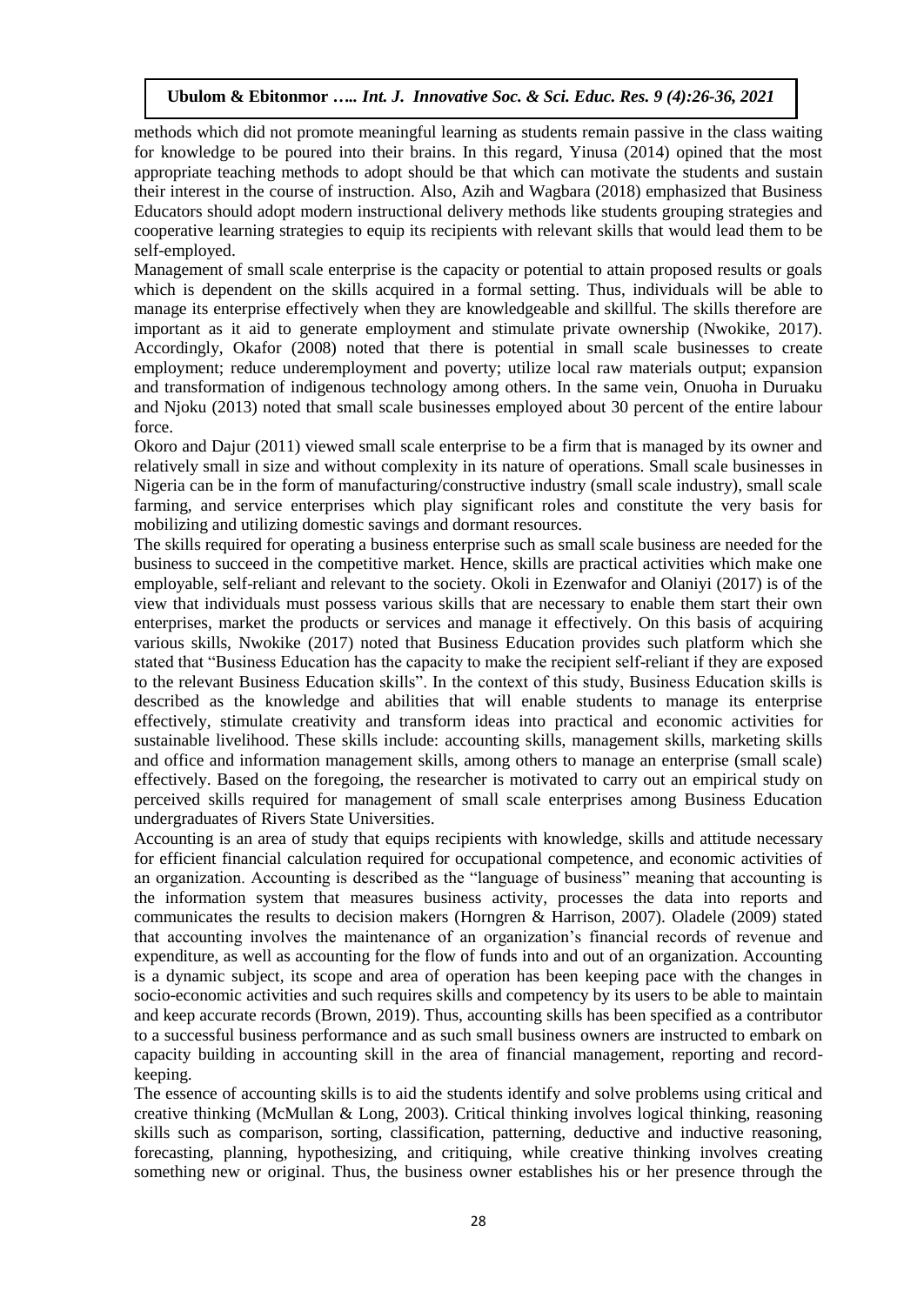methods which did not promote meaningful learning as students remain passive in the class waiting for knowledge to be poured into their brains. In this regard, Yinusa (2014) opined that the most appropriate teaching methods to adopt should be that which can motivate the students and sustain their interest in the course of instruction. Also, Azih and Wagbara (2018) emphasized that Business Educators should adopt modern instructional delivery methods like students grouping strategies and cooperative learning strategies to equip its recipients with relevant skills that would lead them to be self-employed.

Management of small scale enterprise is the capacity or potential to attain proposed results or goals which is dependent on the skills acquired in a formal setting. Thus, individuals will be able to manage its enterprise effectively when they are knowledgeable and skillful. The skills therefore are important as it aid to generate employment and stimulate private ownership (Nwokike, 2017). Accordingly, Okafor (2008) noted that there is potential in small scale businesses to create employment; reduce underemployment and poverty; utilize local raw materials output; expansion and transformation of indigenous technology among others. In the same vein, Onuoha in Duruaku and Njoku (2013) noted that small scale businesses employed about 30 percent of the entire labour force.

Okoro and Dajur (2011) viewed small scale enterprise to be a firm that is managed by its owner and relatively small in size and without complexity in its nature of operations. Small scale businesses in Nigeria can be in the form of manufacturing/constructive industry (small scale industry), small scale farming, and service enterprises which play significant roles and constitute the very basis for mobilizing and utilizing domestic savings and dormant resources.

The skills required for operating a business enterprise such as small scale business are needed for the business to succeed in the competitive market. Hence, skills are practical activities which make one employable, self-reliant and relevant to the society. Okoli in Ezenwafor and Olaniyi (2017) is of the view that individuals must possess various skills that are necessary to enable them start their own enterprises, market the products or services and manage it effectively. On this basis of acquiring various skills, Nwokike (2017) noted that Business Education provides such platform which she stated that "Business Education has the capacity to make the recipient self-reliant if they are exposed to the relevant Business Education skills". In the context of this study, Business Education skills is described as the knowledge and abilities that will enable students to manage its enterprise effectively, stimulate creativity and transform ideas into practical and economic activities for sustainable livelihood. These skills include: accounting skills, management skills, marketing skills and office and information management skills, among others to manage an enterprise (small scale) effectively. Based on the foregoing, the researcher is motivated to carry out an empirical study on perceived skills required for management of small scale enterprises among Business Education undergraduates of Rivers State Universities.

Accounting is an area of study that equips recipients with knowledge, skills and attitude necessary for efficient financial calculation required for occupational competence, and economic activities of an organization. Accounting is described as the "language of business" meaning that accounting is the information system that measures business activity, processes the data into reports and communicates the results to decision makers (Horngren & Harrison, 2007). Oladele (2009) stated that accounting involves the maintenance of an organization's financial records of revenue and expenditure, as well as accounting for the flow of funds into and out of an organization. Accounting is a dynamic subject, its scope and area of operation has been keeping pace with the changes in socio-economic activities and such requires skills and competency by its users to be able to maintain and keep accurate records (Brown, 2019). Thus, accounting skills has been specified as a contributor to a successful business performance and as such small business owners are instructed to embark on capacity building in accounting skill in the area of financial management, reporting and record-keeping.

The essence of accounting skills is to aid the students identify and solve problems using critical and creative thinking (McMullan & Long, 2003). Critical thinking involves logical thinking, reasoning skills such as comparison, sorting, classification, patterning, deductive and inductive reasoning, forecasting, planning, hypothesizing, and critiquing, while creative thinking involves creating something new or original. Thus, the business owner establishes his or her presence through the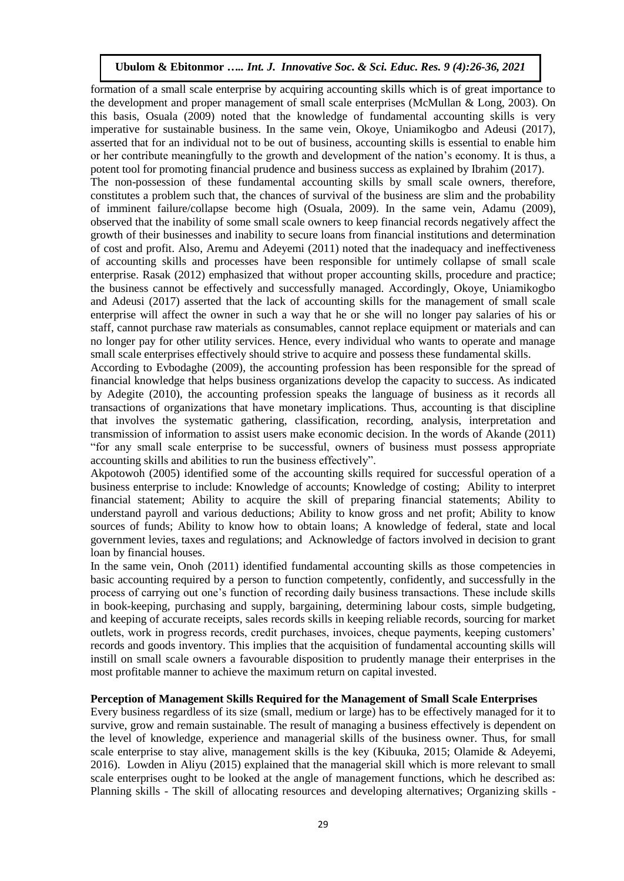formation of a small scale enterprise by acquiring accounting skills which is of great importance to the development and proper management of small scale enterprises (McMullan & Long, 2003). On this basis, Osuala (2009) noted that the knowledge of fundamental accounting skills is very imperative for sustainable business. In the same vein, Okoye, Uniamikogbo and Adeusi (2017), asserted that for an individual not to be out of business, accounting skills is essential to enable him or her contribute meaningfully to the growth and development of the nation's economy. It is thus, a potent tool for promoting financial prudence and business success as explained by Ibrahim (2017).

The non-possession of these fundamental accounting skills by small scale owners, therefore, constitutes a problem such that, the chances of survival of the business are slim and the probability of imminent failure/collapse become high (Osuala, 2009). In the same vein, Adamu (2009), observed that the inability of some small scale owners to keep financial records negatively affect the growth of their businesses and inability to secure loans from financial institutions and determination of cost and profit. Also, Aremu and Adeyemi (2011) noted that the inadequacy and ineffectiveness of accounting skills and processes have been responsible for untimely collapse of small scale enterprise. Rasak (2012) emphasized that without proper accounting skills, procedure and practice; the business cannot be effectively and successfully managed. Accordingly, Okoye, Uniamikogbo and Adeusi (2017) asserted that the lack of accounting skills for the management of small scale enterprise will affect the owner in such a way that he or she will no longer pay salaries of his or staff, cannot purchase raw materials as consumables, cannot replace equipment or materials and can no longer pay for other utility services. Hence, every individual who wants to operate and manage small scale enterprises effectively should strive to acquire and possess these fundamental skills.

According to Evbodaghe (2009), the accounting profession has been responsible for the spread of financial knowledge that helps business organizations develop the capacity to success. As indicated by Adegite (2010), the accounting profession speaks the language of business as it records all transactions of organizations that have monetary implications. Thus, accounting is that discipline that involves the systematic gathering, classification, recording, analysis, interpretation and transmission of information to assist users make economic decision. In the words of Akande (2011) "for any small scale enterprise to be successful, owners of business must possess appropriate accounting skills and abilities to run the business effectively".

Akpotowoh (2005) identified some of the accounting skills required for successful operation of a business enterprise to include: Knowledge of accounts; Knowledge of costing; Ability to interpret financial statement; Ability to acquire the skill of preparing financial statements; Ability to understand payroll and various deductions; Ability to know gross and net profit; Ability to know sources of funds; Ability to know how to obtain loans; A knowledge of federal, state and local government levies, taxes and regulations; and Acknowledge of factors involved in decision to grant loan by financial houses.

In the same vein, Onoh (2011) identified fundamental accounting skills as those competencies in basic accounting required by a person to function competently, confidently, and successfully in the process of carrying out one's function of recording daily business transactions. These include skills in book-keeping, purchasing and supply, bargaining, determining labour costs, simple budgeting, and keeping of accurate receipts, sales records skills in keeping reliable records, sourcing for market outlets, work in progress records, credit purchases, invoices, cheque payments, keeping customers' records and goods inventory. This implies that the acquisition of fundamental accounting skills will instill on small scale owners a favourable disposition to prudently manage their enterprises in the most profitable manner to achieve the maximum return on capital invested.

**Perception of Management Skills Required for the Management of Small Scale Enterprises**

Every business regardless of its size (small, medium or large) has to be effectively managed for it to survive, grow and remain sustainable. The result of managing a business effectively is dependent on the level of knowledge, experience and managerial skills of the business owner. Thus, for small scale enterprise to stay alive, management skills is the key (Kibuuka, 2015; Olamide & Adeyemi, 2016). Lowden in Aliyu (2015) explained that the managerial skill which is more relevant to small scale enterprises ought to be looked at the angle of management functions, which he described as: Planning skills - The skill of allocating resources and developing alternatives; Organizing skills -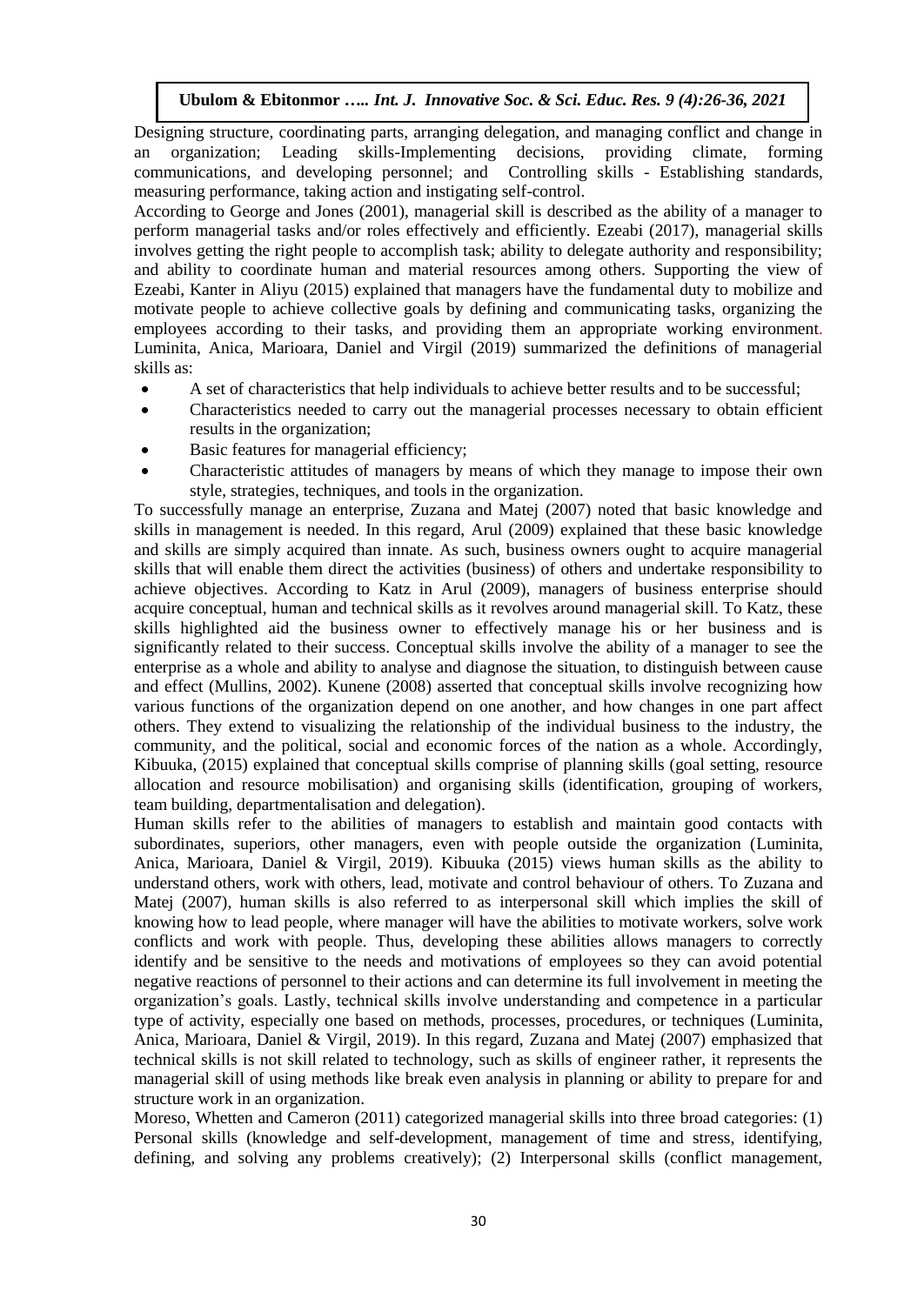Designing structure, coordinating parts, arranging delegation, and managing conflict and change in an organization; Leading skills-Implementing decisions, providing climate, forming communications, and developing personnel; and Controlling skills - Establishing standards, measuring performance, taking action and instigating self-control.

According to George and Jones (2001), managerial skill is described as the ability of a manager to perform managerial tasks and/or roles effectively and efficiently. Ezeabi (2017), managerial skills involves getting the right people to accomplish task; ability to delegate authority and responsibility; and ability to coordinate human and material resources among others. Supporting the view of Ezeabi, Kanter in Aliyu (2015) explained that managers have the fundamental duty to mobilize and motivate people to achieve collective goals by defining and communicating tasks, organizing the employees according to their tasks, and providing them an appropriate working environment. Luminita, Anica, Marioara, Daniel and Virgil (2019) summarized the definitions of managerial skills as:

- A set of characteristics that help individuals to achieve better results and to be successful;
- Characteristics needed to carry out the managerial processes necessary to obtain efficient results in the organization;
- Basic features for managerial efficiency;
- Characteristic attitudes of managers by means of which they manage to impose their own style, strategies, techniques, and tools in the organization.

To successfully manage an enterprise, Zuzana and Matej (2007) noted that basic knowledge and skills in management is needed. In this regard, Arul (2009) explained that these basic knowledge and skills are simply acquired than innate. As such, business owners ought to acquire managerial skills that will enable them direct the activities (business) of others and undertake responsibility to achieve objectives. According to Katz in Arul (2009), managers of business enterprise should acquire conceptual, human and technical skills as it revolves around managerial skill. To Katz, these skills highlighted aid the business owner to effectively manage his or her business and is significantly related to their success. Conceptual skills involve the ability of a manager to see the enterprise as a whole and ability to analyse and diagnose the situation, to distinguish between cause and effect (Mullins, 2002). Kunene (2008) asserted that conceptual skills involve recognizing how various functions of the organization depend on one another, and how changes in one part affect others. They extend to visualizing the relationship of the individual business to the industry, the community, and the political, social and economic forces of the nation as a whole. Accordingly, Kibuuka, (2015) explained that conceptual skills comprise of planning skills (goal setting, resource allocation and resource mobilisation) and organising skills (identification, grouping of workers, team building, departmentalisation and delegation).

Human skills refer to the abilities of managers to establish and maintain good contacts with subordinates, superiors, other managers, even with people outside the organization (Luminita, Anica, Marioara, Daniel & Virgil, 2019). Kibuuka (2015) views human skills as the ability to understand others, work with others, lead, motivate and control behaviour of others. To Zuzana and Matej (2007), human skills is also referred to as interpersonal skill which implies the skill of knowing how to lead people, where manager will have the abilities to motivate workers, solve work conflicts and work with people. Thus, developing these abilities allows managers to correctly identify and be sensitive to the needs and motivations of employees so they can avoid potential negative reactions of personnel to their actions and can determine its full involvement in meeting the organization's goals. Lastly, technical skills involve understanding and competence in a particular type of activity, especially one based on methods, processes, procedures, or techniques (Luminita, Anica, Marioara, Daniel & Virgil, 2019). In this regard, Zuzana and Matej (2007) emphasized that technical skills is not skill related to technology, such as skills of engineer rather, it represents the managerial skill of using methods like break even analysis in planning or ability to prepare for and structure work in an organization.

Moreso, Whetten and Cameron (2011) categorized managerial skills into three broad categories: (1) Personal skills (knowledge and self-development, management of time and stress, identifying, defining, and solving any problems creatively); (2) Interpersonal skills (conflict management,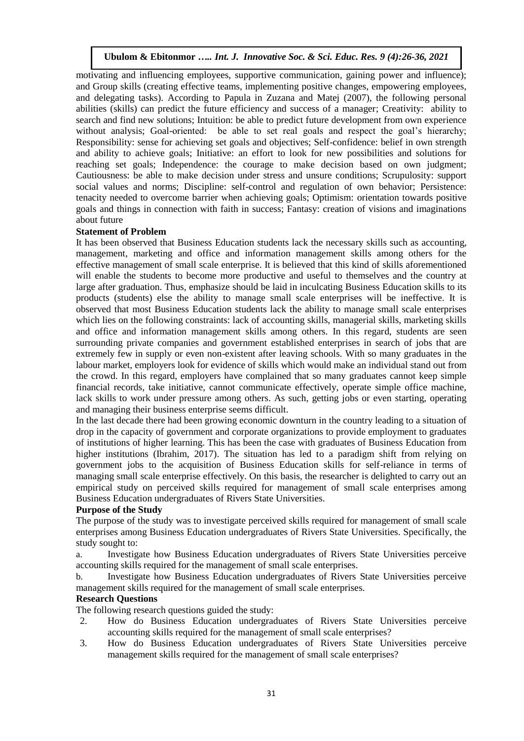motivating and influencing employees, supportive communication, gaining power and influence); and Group skills (creating effective teams, implementing positive changes, empowering employees, and delegating tasks). According to Papula in Zuzana and Matej (2007), the following personal abilities (skills) can predict the future efficiency and success of a manager; Creativity: ability to search and find new solutions; Intuition: be able to predict future development from own experience without analysis; Goal-oriented: be able to set real goals and respect the goal's hierarchy; Responsibility: sense for achieving set goals and objectives; Self-confidence: belief in own strength and ability to achieve goals; Initiative: an effort to look for new possibilities and solutions for reaching set goals; Independence: the courage to make decision based on own judgment; Cautiousness: be able to make decision under stress and unsure conditions; Scrupulosity: support social values and norms; Discipline: self-control and regulation of own behavior; Persistence: tenacity needed to overcome barrier when achieving goals; Optimism: orientation towards positive goals and things in connection with faith in success; Fantasy: creation of visions and imaginations about future

**Statement of Problem**

It has been observed that Business Education students lack the necessary skills such as accounting, management, marketing and office and information management skills among others for the effective management of small scale enterprise. It is believed that this kind of skills aforementioned will enable the students to become more productive and useful to themselves and the country at large after graduation. Thus, emphasize should be laid in inculcating Business Education skills to its products (students) else the ability to manage small scale enterprises will be ineffective. It is observed that most Business Education students lack the ability to manage small scale enterprises which lies on the following constraints: lack of accounting skills, managerial skills, marketing skills and office and information management skills among others. In this regard, students are seen surrounding private companies and government established enterprises in search of jobs that are extremely few in supply or even non-existent after leaving schools. With so many graduates in the labour market, employers look for evidence of skills which would make an individual stand out from the crowd. In this regard, employers have complained that so many graduates cannot keep simple financial records, take initiative, cannot communicate effectively, operate simple office machine, lack skills to work under pressure among others. As such, getting jobs or even starting, operating and managing their business enterprise seems difficult.

In the last decade there had been growing economic downturn in the country leading to a situation of drop in the capacity of government and corporate organizations to provide employment to graduates of institutions of higher learning. This has been the case with graduates of Business Education from higher institutions (Ibrahim, 2017). The situation has led to a paradigm shift from relying on government jobs to the acquisition of Business Education skills for self-reliance in terms of managing small scale enterprise effectively. On this basis, the researcher is delighted to carry out an empirical study on perceived skills required for management of small scale enterprises among Business Education undergraduates of Rivers State Universities.

**Purpose of the Study**

The purpose of the study was to investigate perceived skills required for management of small scale enterprises among Business Education undergraduates of Rivers State Universities. Specifically, the study sought to:

a. Investigate how Business Education undergraduates of Rivers State Universities perceive accounting skills required for the management of small scale enterprises.

b. Investigate how Business Education undergraduates of Rivers State Universities perceive management skills required for the management of small scale enterprises.

**Research Questions**

The following research questions guided the study:

2. How do Business Education undergraduates of Rivers State Universities perceive accounting skills required for the management of small scale enterprises?
3. How do Business Education undergraduates of Rivers State Universities perceive management skills required for the management of small scale enterprises?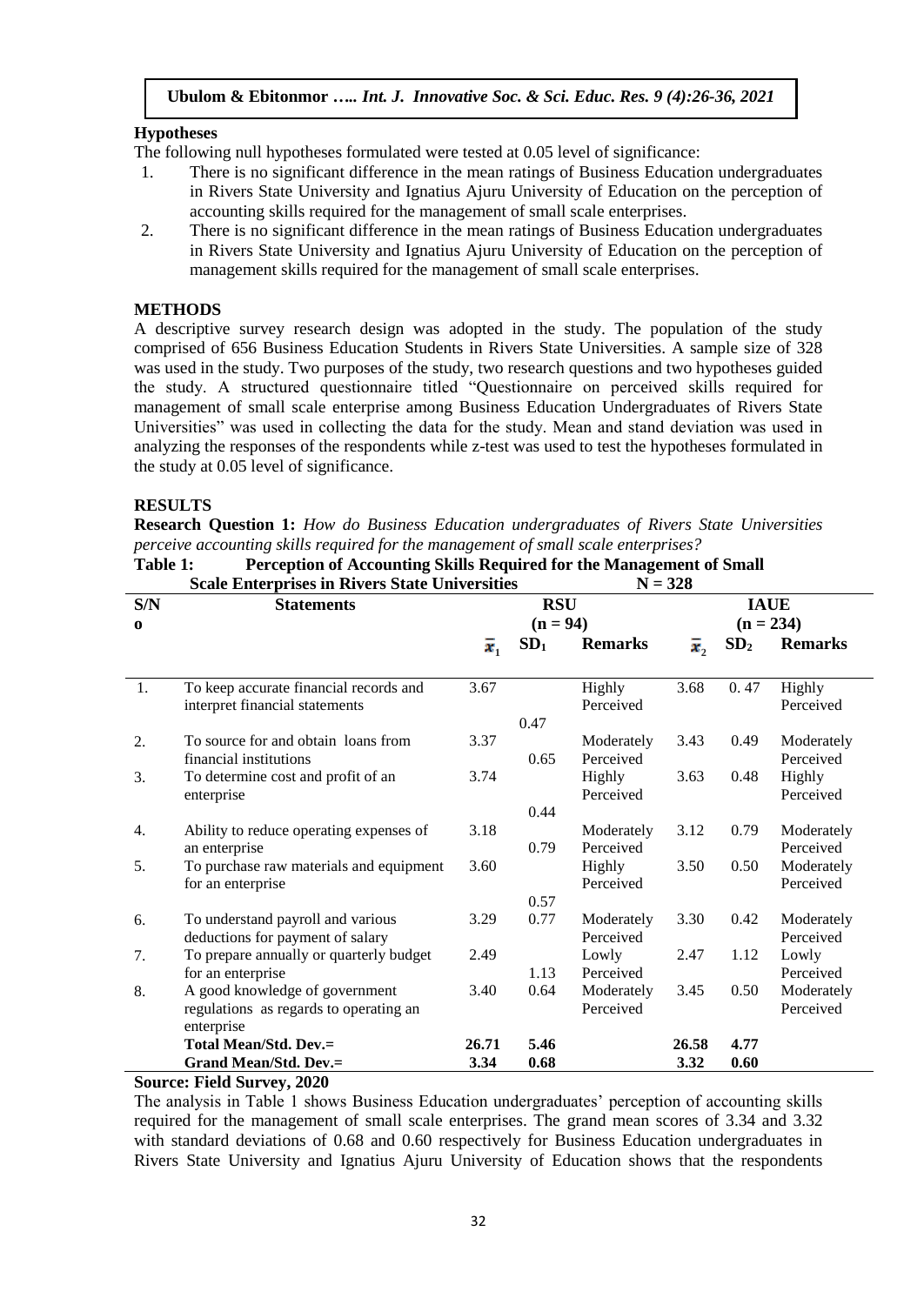## Hypotheses

The following null hypotheses formulated were tested at 0.05 level of significance:

1. There is no significant difference in the mean ratings of Business Education undergraduates in Rivers State University and Ignatius Ajuru University of Education on the perception of accounting skills required for the management of small scale enterprises.
2. There is no significant difference in the mean ratings of Business Education undergraduates in Rivers State University and Ignatius Ajuru University of Education on the perception of management skills required for the management of small scale enterprises.

## METHODS

A descriptive survey research design was adopted in the study. The population of the study comprised of 656 Business Education Students in Rivers State Universities. A sample size of 328 was used in the study. Two purposes of the study, two research questions and two hypotheses guided the study. A structured questionnaire titled "Questionnaire on perceived skills required for management of small scale enterprise among Business Education Undergraduates of Rivers State Universities" was used in collecting the data for the study. Mean and stand deviation was used in analyzing the responses of the respondents while z-test was used to test the hypotheses formulated in the study at 0.05 level of significance.

## RESULTS

**Research Question 1:** *How do Business Education undergraduates of Rivers State Universities perceive accounting skills required for the management of small scale enterprises?*

**Table 1: Perception of Accounting Skills Required for the Management of Small Scale Enterprises in Rivers State Universities N = 328**

| S/No | Statements | RSU (n = 94) | | | IAUE (n = 234) | | |
|---|---|---|---|---|---|---|---|
| | | $\bar{x}_1$ | $SD_1$ | Remarks | $\bar{x}_2$ | $SD_2$ | Remarks |
| 1. | To keep accurate financial records and interpret financial statements | 3.67 | 0.47 | Highly Perceived | 3.68 | 0.47 | Highly Perceived |
| 2. | To source for and obtain loans from financial institutions | 3.37 | 0.65 | Moderately Perceived | 3.43 | 0.49 | Moderately Perceived |
| 3. | To determine cost and profit of an enterprise | 3.74 | 0.44 | Highly Perceived | 3.63 | 0.48 | Highly Perceived |
| 4. | Ability to reduce operating expenses of an enterprise | 3.18 | 0.79 | Moderately Perceived | 3.12 | 0.79 | Moderately Perceived |
| 5. | To purchase raw materials and equipment for an enterprise | 3.60 | 0.57 | Highly Perceived | 3.50 | 0.50 | Moderately Perceived |
| 6. | To understand payroll and various deductions for payment of salary | 3.29 | 0.77 | Moderately Perceived | 3.30 | 0.42 | Moderately Perceived |
| 7. | To prepare annually or quarterly budget for an enterprise | 2.49 | 1.13 | Lowly Perceived | 2.47 | 1.12 | Lowly Perceived |
| 8. | A good knowledge of government regulations as regards to operating an enterprise | 3.40 | 0.64 | Moderately Perceived | 3.45 | 0.50 | Moderately Perceived |
| | **Total Mean/Std. Dev.=** | **26.71** | **5.46** | | **26.58** | **4.77** | |
| | **Grand Mean/Std. Dev.=** | **3.34** | **0.68** | | **3.32** | **0.60** | |

**Source: Field Survey, 2020**

The analysis in Table 1 shows Business Education undergraduates' perception of accounting skills required for the management of small scale enterprises. The grand mean scores of 3.34 and 3.32 with standard deviations of 0.68 and 0.60 respectively for Business Education undergraduates in Rivers State University and Ignatius Ajuru University of Education shows that the respondents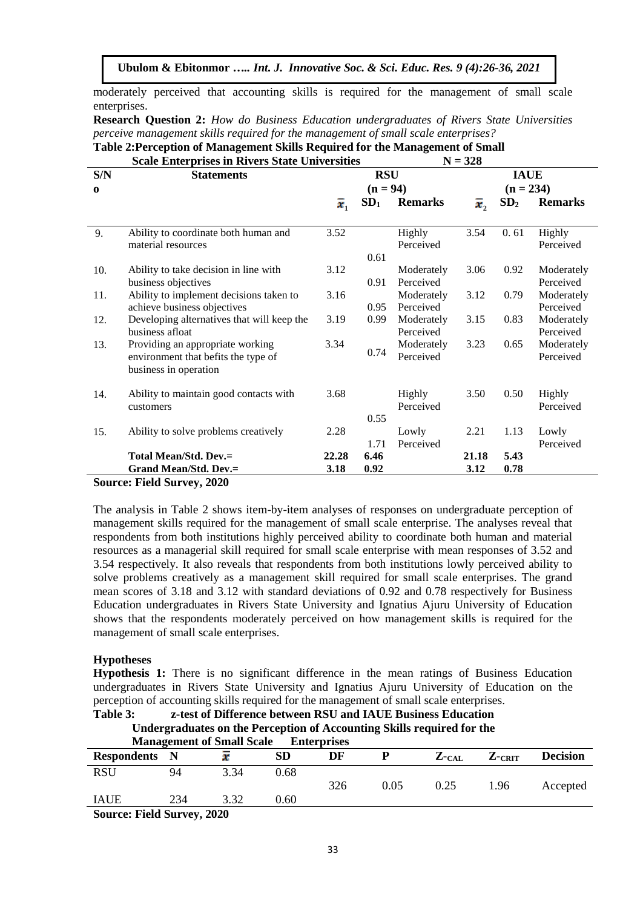moderately perceived that accounting skills is required for the management of small scale enterprises.

**Research Question 2:** *How do Business Education undergraduates of Rivers State Universities perceive management skills required for the management of small scale enterprises?*

**Table 2: Perception of Management Skills Required for the Management of Small Scale Enterprises in Rivers State Universities N = 328**

| S/No | Statements | RSU (n = 94) | | | IAUE (n = 234) | | |
|---|---|---|---|---|---|---|---|
| | | $\bar{x}_1$ | $SD_1$ | Remarks | $\bar{x}_2$ | $SD_2$ | Remarks |
| 9. | Ability to coordinate both human and material resources | 3.52 | 0.61 | Highly Perceived | 3.54 | 0. 61 | Highly Perceived |
| 10. | Ability to take decision in line with business objectives | 3.12 | 0.91 | Moderately Perceived | 3.06 | 0.92 | Moderately Perceived |
| 11. | Ability to implement decisions taken to achieve business objectives | 3.16 | 0.95 | Moderately Perceived | 3.12 | 0.79 | Moderately Perceived |
| 12. | Developing alternatives that will keep the business afloat | 3.19 | 0.99 | Moderately Perceived | 3.15 | 0.83 | Moderately Perceived |
| 13. | Providing an appropriate working environment that befits the type of business in operation | 3.34 | 0.74 | Moderately Perceived | 3.23 | 0.65 | Moderately Perceived |
| 14. | Ability to maintain good contacts with customers | 3.68 | 0.55 | Highly Perceived | 3.50 | 0.50 | Highly Perceived |
| 15. | Ability to solve problems creatively | 2.28 | 1.71 | Lowly Perceived | 2.21 | 1.13 | Lowly Perceived |
| | **Total Mean/Std. Dev.=** | **22.28** | **6.46** | | **21.18** | **5.43** | |
| | **Grand Mean/Std. Dev.=** | **3.18** | **0.92** | | **3.12** | **0.78** | |

**Source: Field Survey, 2020**

The analysis in Table 2 shows item-by-item analyses of responses on undergraduate perception of management skills required for the management of small scale enterprise. The analyses reveal that respondents from both institutions highly perceived ability to coordinate both human and material resources as a managerial skill required for small scale enterprise with mean responses of 3.52 and 3.54 respectively. It also reveals that respondents from both institutions lowly perceived ability to solve problems creatively as a management skill required for small scale enterprises. The grand mean scores of 3.18 and 3.12 with standard deviations of 0.92 and 0.78 respectively for Business Education undergraduates in Rivers State University and Ignatius Ajuru University of Education shows that the respondents moderately perceived on how management skills is required for the management of small scale enterprises.

## Hypotheses

**Hypothesis 1:** There is no significant difference in the mean ratings of Business Education undergraduates in Rivers State University and Ignatius Ajuru University of Education on the perception of accounting skills required for the management of small scale enterprises.

**Table 3: z-test of Difference between RSU and IAUE Business Education Undergraduates on the Perception of Accounting Skills required for the Management of Small Scale Enterprises**

| Respondents | N | $\bar{x}$ | SD | DF | P | $Z_{CAL}$ | $Z_{CRIT}$ | Decision |
|---|---|---|---|---|---|---|---|---|
| RSU | 94 | 3.34 | 0.68 | 326 | 0.05 | 0.25 | 1.96 | Accepted |
| IAUE | 234 | 3.32 | 0.60 | | | | | |

**Source: Field Survey, 2020**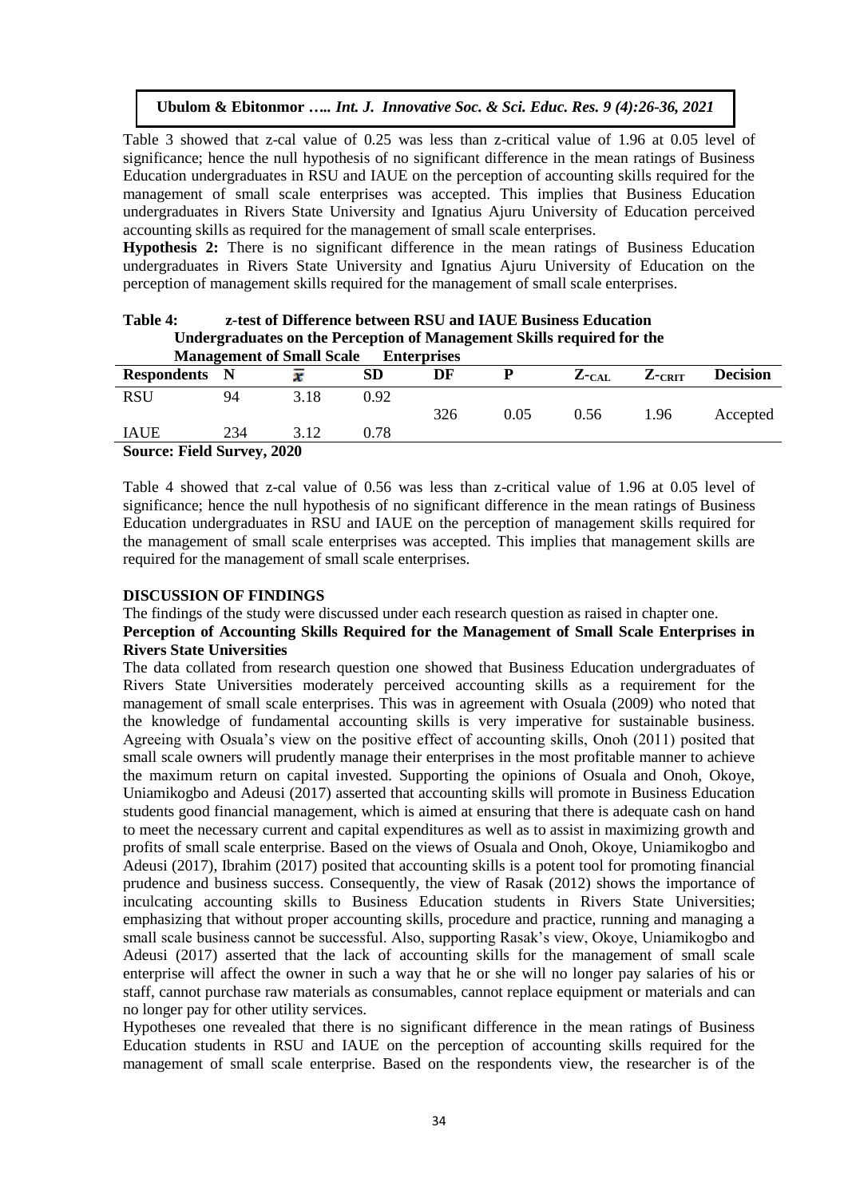Table 3 showed that z-cal value of 0.25 was less than z-critical value of 1.96 at 0.05 level of significance; hence the null hypothesis of no significant difference in the mean ratings of Business Education undergraduates in RSU and IAUE on the perception of accounting skills required for the management of small scale enterprises was accepted. This implies that Business Education undergraduates in Rivers State University and Ignatius Ajuru University of Education perceived accounting skills as required for the management of small scale enterprises.

**Hypothesis 2:** There is no significant difference in the mean ratings of Business Education undergraduates in Rivers State University and Ignatius Ajuru University of Education on the perception of management skills required for the management of small scale enterprises.

**Table 4: z-test of Difference between RSU and IAUE Business Education Undergraduates on the Perception of Management Skills required for the Management of Small Scale Enterprises**

| Respondents | N | $\bar{x}$ | SD | DF | P | $Z_{CAL}$ | $Z_{CRIT}$ | Decision |
|---|---|---|---|---|---|---|---|---|
| RSU | 94 | 3.18 | 0.92 | 326 | 0.05 | 0.56 | 1.96 | Accepted |
| IAUE | 234 | 3.12 | 0.78 | | | | | |

**Source: Field Survey, 2020**

Table 4 showed that z-cal value of 0.56 was less than z-critical value of 1.96 at 0.05 level of significance; hence the null hypothesis of no significant difference in the mean ratings of Business Education undergraduates in RSU and IAUE on the perception of management skills required for the management of small scale enterprises was accepted. This implies that management skills are required for the management of small scale enterprises.

## DISCUSSION OF FINDINGS

The findings of the study were discussed under each research question as raised in chapter one.

### Perception of Accounting Skills Required for the Management of Small Scale Enterprises in Rivers State Universities

The data collated from research question one showed that Business Education undergraduates of Rivers State Universities moderately perceived accounting skills as a requirement for the management of small scale enterprises. This was in agreement with Osuala (2009) who noted that the knowledge of fundamental accounting skills is very imperative for sustainable business. Agreeing with Osuala's view on the positive effect of accounting skills, Onoh (2011) posited that small scale owners will prudently manage their enterprises in the most profitable manner to achieve the maximum return on capital invested. Supporting the opinions of Osuala and Onoh, Okoye, Uniamikogbo and Adeusi (2017) asserted that accounting skills will promote in Business Education students good financial management, which is aimed at ensuring that there is adequate cash on hand to meet the necessary current and capital expenditures as well as to assist in maximizing growth and profits of small scale enterprise. Based on the views of Osuala and Onoh, Okoye, Uniamikogbo and Adeusi (2017), Ibrahim (2017) posited that accounting skills is a potent tool for promoting financial prudence and business success. Consequently, the view of Rasak (2012) shows the importance of inculcating accounting skills to Business Education students in Rivers State Universities; emphasizing that without proper accounting skills, procedure and practice, running and managing a small scale business cannot be successful. Also, supporting Rasak's view, Okoye, Uniamikogbo and Adeusi (2017) asserted that the lack of accounting skills for the management of small scale enterprise will affect the owner in such a way that he or she will no longer pay salaries of his or staff, cannot purchase raw materials as consumables, cannot replace equipment or materials and can no longer pay for other utility services.

Hypotheses one revealed that there is no significant difference in the mean ratings of Business Education students in RSU and IAUE on the perception of accounting skills required for the management of small scale enterprise. Based on the respondents view, the researcher is of the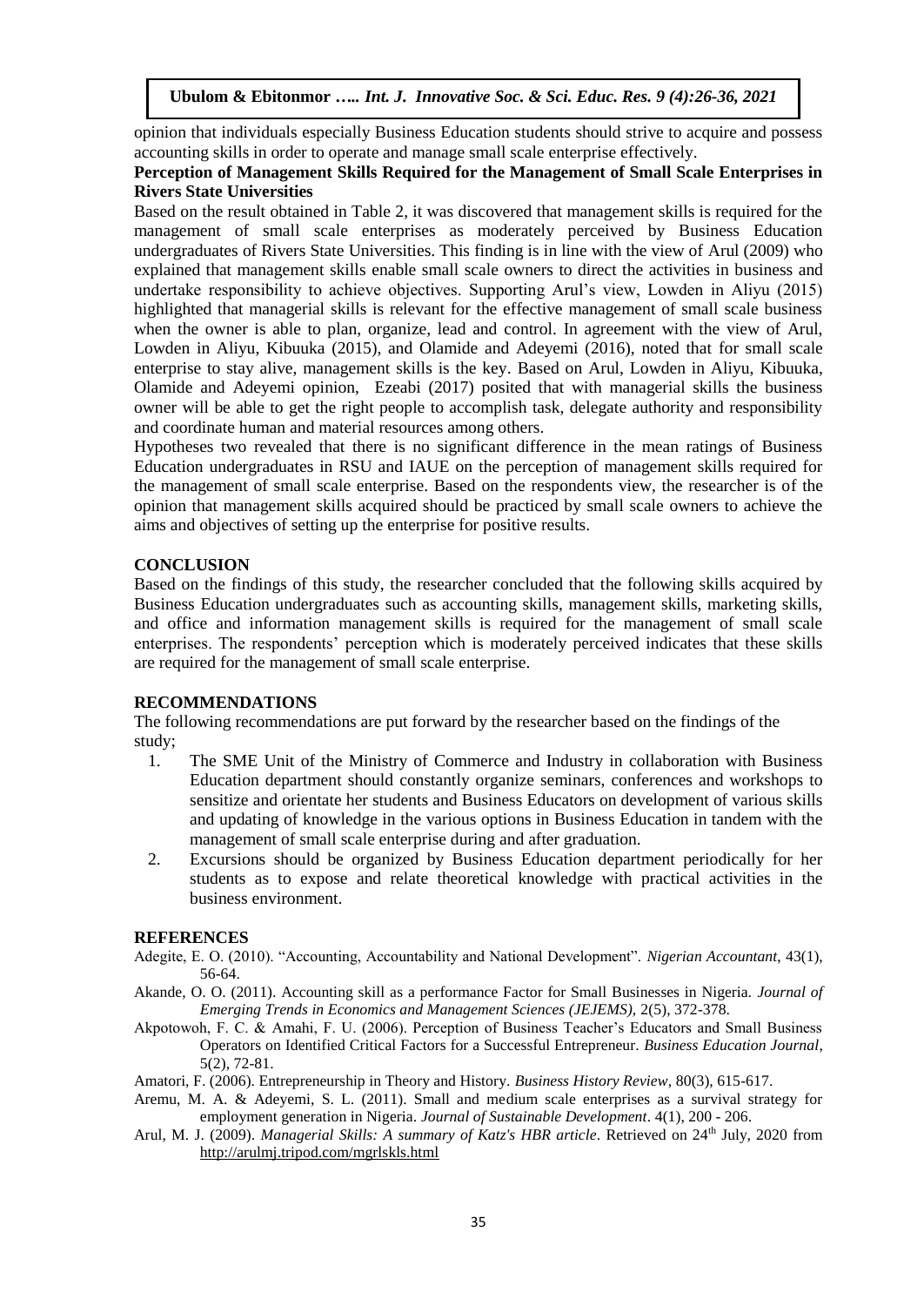opinion that individuals especially Business Education students should strive to acquire and possess accounting skills in order to operate and manage small scale enterprise effectively.

**Perception of Management Skills Required for the Management of Small Scale Enterprises in Rivers State Universities**

Based on the result obtained in Table 2, it was discovered that management skills is required for the management of small scale enterprises as moderately perceived by Business Education undergraduates of Rivers State Universities. This finding is in line with the view of Arul (2009) who explained that management skills enable small scale owners to direct the activities in business and undertake responsibility to achieve objectives. Supporting Arul's view, Lowden in Aliyu (2015) highlighted that managerial skills is relevant for the effective management of small scale business when the owner is able to plan, organize, lead and control. In agreement with the view of Arul, Lowden in Aliyu, Kibuuka (2015), and Olamide and Adeyemi (2016), noted that for small scale enterprise to stay alive, management skills is the key. Based on Arul, Lowden in Aliyu, Kibuuka, Olamide and Adeyemi opinion, Ezeabi (2017) posited that with managerial skills the business owner will be able to get the right people to accomplish task, delegate authority and responsibility and coordinate human and material resources among others.

Hypotheses two revealed that there is no significant difference in the mean ratings of Business Education undergraduates in RSU and IAUE on the perception of management skills required for the management of small scale enterprise. Based on the respondents view, the researcher is of the opinion that management skills acquired should be practiced by small scale owners to achieve the aims and objectives of setting up the enterprise for positive results.

## CONCLUSION

Based on the findings of this study, the researcher concluded that the following skills acquired by Business Education undergraduates such as accounting skills, management skills, marketing skills, and office and information management skills is required for the management of small scale enterprises. The respondents' perception which is moderately perceived indicates that these skills are required for the management of small scale enterprise.

## RECOMMENDATIONS

The following recommendations are put forward by the researcher based on the findings of the study;

1. The SME Unit of the Ministry of Commerce and Industry in collaboration with Business Education department should constantly organize seminars, conferences and workshops to sensitize and orientate her students and Business Educators on development of various skills and updating of knowledge in the various options in Business Education in tandem with the management of small scale enterprise during and after graduation.
2. Excursions should be organized by Business Education department periodically for her students as to expose and relate theoretical knowledge with practical activities in the business environment.

## REFERENCES

Adegite, E. O. (2010). "Accounting, Accountability and National Development". *Nigerian Accountant*, 43(1), 56-64.

Akande, O. O. (2011). Accounting skill as a performance Factor for Small Businesses in Nigeria. *Journal of Emerging Trends in Economics and Management Sciences (JEJEMS)*, 2(5), 372-378.

Akpotowoh, F. C. & Amahi, F. U. (2006). Perception of Business Teacher's Educators and Small Business Operators on Identified Critical Factors for a Successful Entrepreneur. *Business Education Journal*, 5(2), 72-81.

Amatori, F. (2006). Entrepreneurship in Theory and History. *Business History Review*, 80(3), 615-617.

Aremu, M. A. & Adeyemi, S. L. (2011). Small and medium scale enterprises as a survival strategy for employment generation in Nigeria. *Journal of Sustainable Development*. 4(1), 200 - 206.

Arul, M. J. (2009). *Managerial Skills: A summary of Katz's HBR article*. Retrieved on 24th July, 2020 from http://arulmj.tripod.com/mgrlskls.html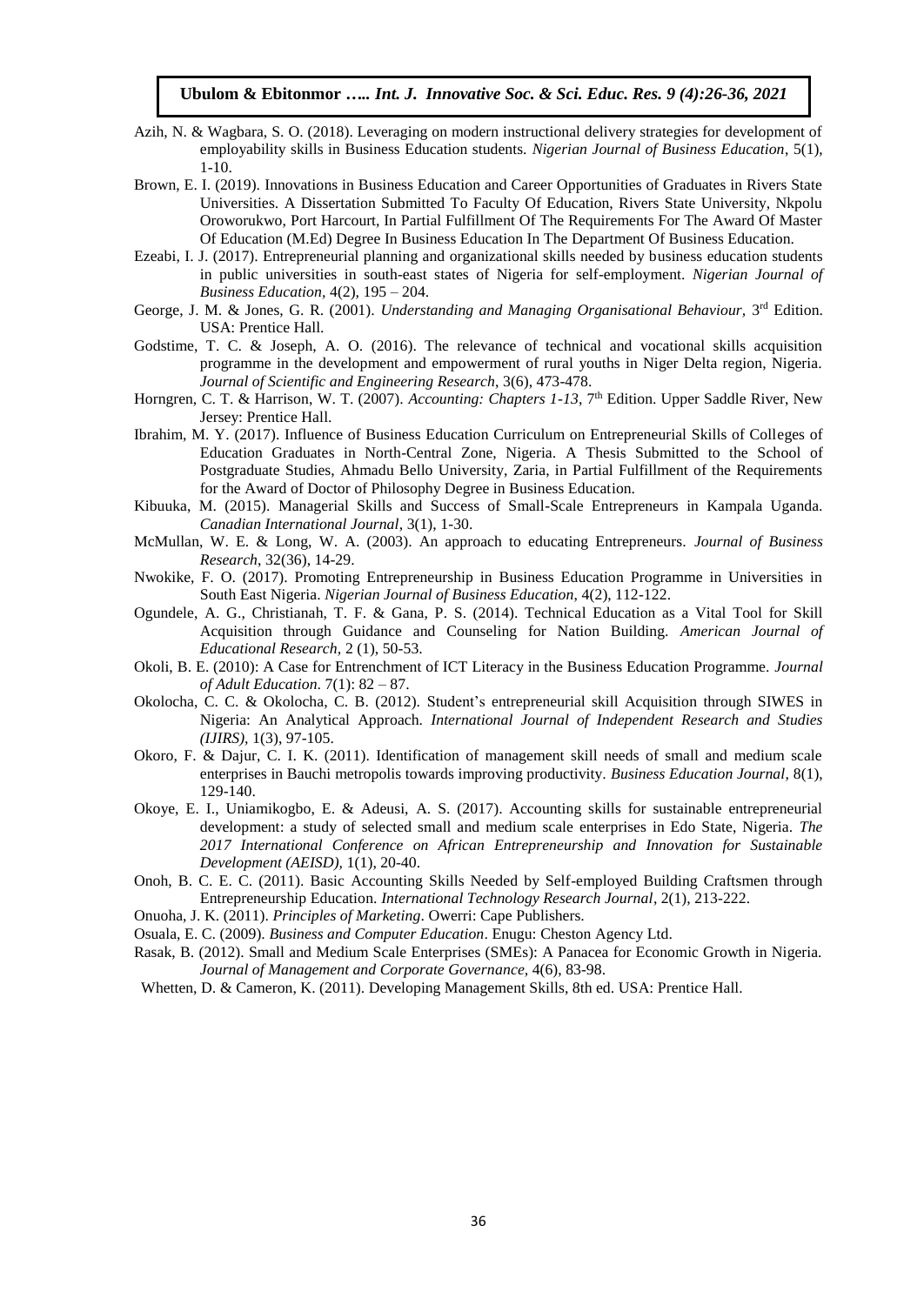Azih, N. & Wagbara, S. O. (2018). Leveraging on modern instructional delivery strategies for development of employability skills in Business Education students. *Nigerian Journal of Business Education*, 5(1), 1-10.

Brown, E. I. (2019). Innovations in Business Education and Career Opportunities of Graduates in Rivers State Universities. A Dissertation Submitted To Faculty Of Education, Rivers State University, Nkpolu Oroworukwo, Port Harcourt, In Partial Fulfillment Of The Requirements For The Award Of Master Of Education (M.Ed) Degree In Business Education In The Department Of Business Education.

Ezeabi, I. J. (2017). Entrepreneurial planning and organizational skills needed by business education students in public universities in south-east states of Nigeria for self-employment. *Nigerian Journal of Business Education*, 4(2), 195 – 204.

George, J. M. & Jones, G. R. (2001). *Understanding and Managing Organisational Behaviour*, 3rd Edition. USA: Prentice Hall.

Godstime, T. C. & Joseph, A. O. (2016). The relevance of technical and vocational skills acquisition programme in the development and empowerment of rural youths in Niger Delta region, Nigeria. *Journal of Scientific and Engineering Research*, 3(6), 473-478.

Horngren, C. T. & Harrison, W. T. (2007). *Accounting: Chapters 1-13*, 7th Edition. Upper Saddle River, New Jersey: Prentice Hall.

Ibrahim, M. Y. (2017). Influence of Business Education Curriculum on Entrepreneurial Skills of Colleges of Education Graduates in North-Central Zone, Nigeria. A Thesis Submitted to the School of Postgraduate Studies, Ahmadu Bello University, Zaria, in Partial Fulfillment of the Requirements for the Award of Doctor of Philosophy Degree in Business Education.

Kibuuka, M. (2015). Managerial Skills and Success of Small-Scale Entrepreneurs in Kampala Uganda. *Canadian International Journal*, 3(1), 1-30.

McMullan, W. E. & Long, W. A. (2003). An approach to educating Entrepreneurs. *Journal of Business Research*, 32(36), 14-29.

Nwokike, F. O. (2017). Promoting Entrepreneurship in Business Education Programme in Universities in South East Nigeria. *Nigerian Journal of Business Education*, 4(2), 112-122.

Ogundele, A. G., Christianah, T. F. & Gana, P. S. (2014). Technical Education as a Vital Tool for Skill Acquisition through Guidance and Counseling for Nation Building. *American Journal of Educational Research*, 2 (1), 50-53.

Okoli, B. E. (2010): A Case for Entrenchment of ICT Literacy in the Business Education Programme. *Journal of Adult Education*. 7(1): 82 – 87.

Okolocha, C. C. & Okolocha, C. B. (2012). Student's entrepreneurial skill Acquisition through SIWES in Nigeria: An Analytical Approach. *International Journal of Independent Research and Studies (IJIRS)*, 1(3), 97-105.

Okoro, F. & Dajur, C. I. K. (2011). Identification of management skill needs of small and medium scale enterprises in Bauchi metropolis towards improving productivity. *Business Education Journal*, 8(1), 129-140.

Okoye, E. I., Uniamikogbo, E. & Adeusi, A. S. (2017). Accounting skills for sustainable entrepreneurial development: a study of selected small and medium scale enterprises in Edo State, Nigeria. *The 2017 International Conference on African Entrepreneurship and Innovation for Sustainable Development (AEISD)*, 1(1), 20-40.

Onoh, B. C. E. C. (2011). Basic Accounting Skills Needed by Self-employed Building Craftsmen through Entrepreneurship Education. *International Technology Research Journal*, 2(1), 213-222.

Onuoha, J. K. (2011). *Principles of Marketing*. Owerri: Cape Publishers.

Osuala, E. C. (2009). *Business and Computer Education*. Enugu: Cheston Agency Ltd.

Rasak, B. (2012). Small and Medium Scale Enterprises (SMEs): A Panacea for Economic Growth in Nigeria. *Journal of Management and Corporate Governance*, 4(6), 83-98.

Whetten, D. & Cameron, K. (2011). Developing Management Skills, 8th ed. USA: Prentice Hall.